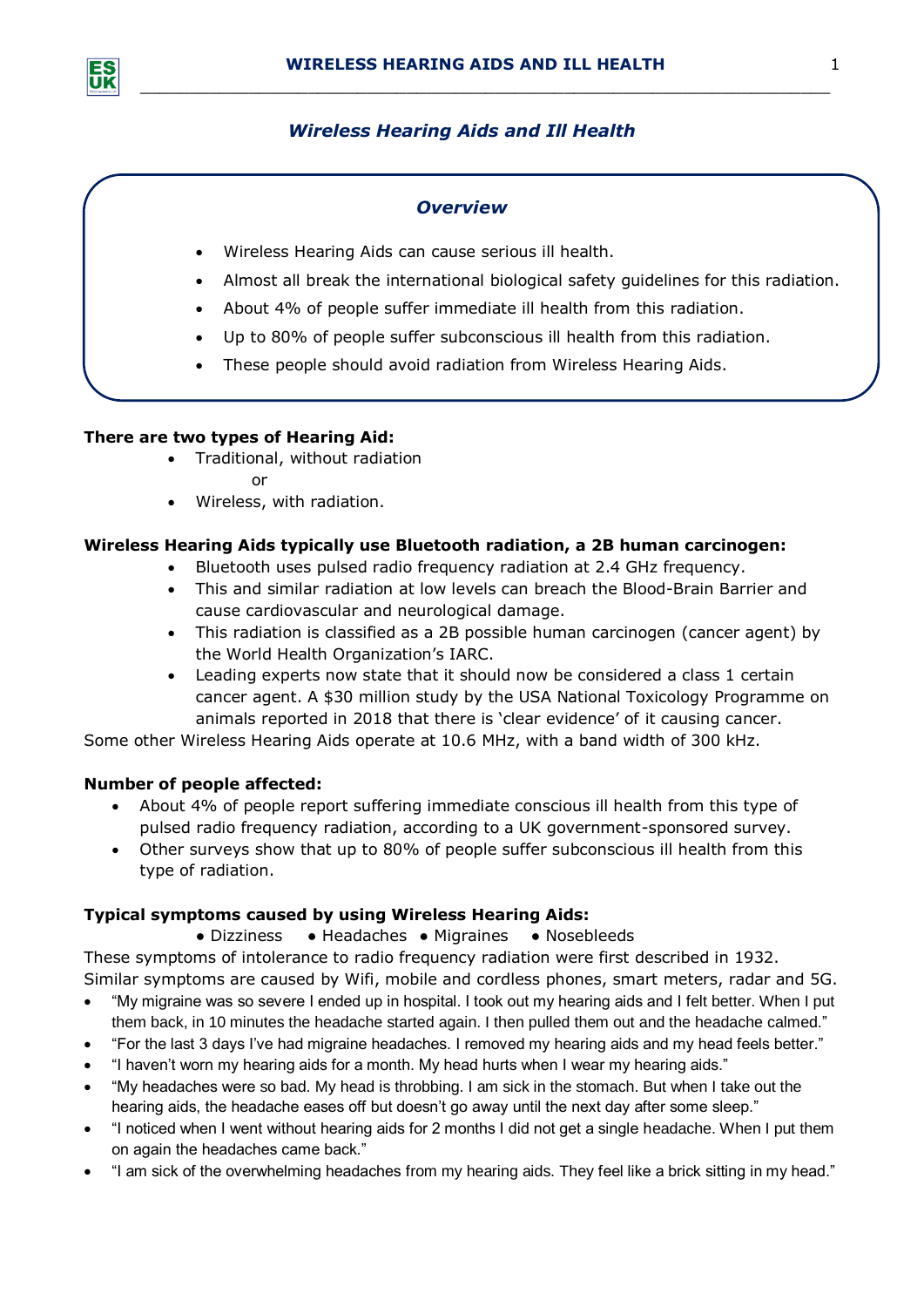# *Wireless Hearing Aids and Ill Health*

## *Overview*

- Wireless Hearing Aids can cause serious ill health.
- Almost all break the international biological safety guidelines for this radiation.
- About 4% of people suffer immediate ill health from this radiation.
- Up to 80% of people suffer subconscious ill health from this radiation.
- These people should avoid radiation from Wireless Hearing Aids.

**There are two types of Hearing Aid:**

- Traditional, without radiation

  or

- Wireless, with radiation.

**Wireless Hearing Aids typically use Bluetooth radiation, a 2B human carcinogen:**

- Bluetooth uses pulsed radio frequency radiation at 2.4 GHz frequency.
- This and similar radiation at low levels can breach the Blood-Brain Barrier and cause cardiovascular and neurological damage.
- This radiation is classified as a 2B possible human carcinogen (cancer agent) by the World Health Organization's IARC.
- Leading experts now state that it should now be considered a class 1 certain cancer agent. A $30 million study by the USA National Toxicology Programme on animals reported in 2018 that there is 'clear evidence' of it causing cancer.

Some other Wireless Hearing Aids operate at 10.6 MHz, with a band width of 300 kHz.

**Number of people affected:**

- About 4% of people report suffering immediate conscious ill health from this type of pulsed radio frequency radiation, according to a UK government-sponsored survey.
- Other surveys show that up to 80% of people suffer subconscious ill health from this type of radiation.

**Typical symptoms caused by using Wireless Hearing Aids:**

● Dizziness ● Headaches ● Migraines ● Nosebleeds

These symptoms of intolerance to radio frequency radiation were first described in 1932. Similar symptoms are caused by Wifi, mobile and cordless phones, smart meters, radar and 5G.

- "My migraine was so severe I ended up in hospital. I took out my hearing aids and I felt better. When I put them back, in 10 minutes the headache started again. I then pulled them out and the headache calmed."
- "For the last 3 days I've had migraine headaches. I removed my hearing aids and my head feels better."
- "I haven't worn my hearing aids for a month. My head hurts when I wear my hearing aids."
- "My headaches were so bad. My head is throbbing. I am sick in the stomach. But when I take out the hearing aids, the headache eases off but doesn't go away until the next day after some sleep."
- "I noticed when I went without hearing aids for 2 months I did not get a single headache. When I put them on again the headaches came back."
- "I am sick of the overwhelming headaches from my hearing aids. They feel like a brick sitting in my head."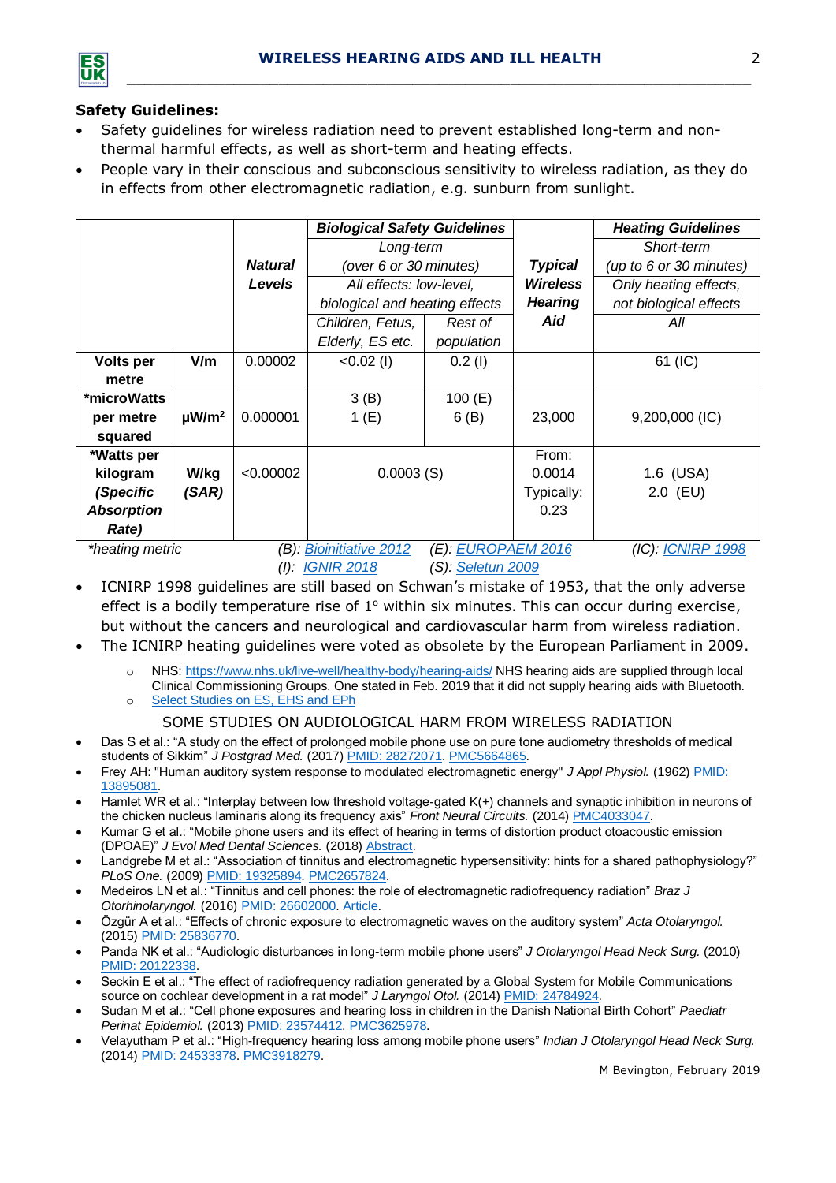**Safety Guidelines:**

- Safety guidelines for wireless radiation need to prevent established long-term and non-thermal harmful effects, as well as short-term and heating effects.
- People vary in their conscious and subconscious sensitivity to wireless radiation, as they do in effects from other electromagnetic radiation, e.g. sunburn from sunlight.

| | | Natural Levels | ***Biological Safety Guidelines*** Long-term (over 6 or 30 minutes) All effects: low-level, biological and heating effects — *Children, Fetus, Elderly, ES etc.* | *Rest of population* | ***Typical Wireless Hearing Aid*** | ***Heating Guidelines*** Short-term (up to 6 or 30 minutes) Only heating effects, not biological effects — *All* |
|---|---|---|---|---|---|---|
| **Volts per metre** | **V/m** | 0.00002 | <0.02 (I) | 0.2 (I) | | 61 (IC) |
| ***microWatts per metre squared** | **μW/m²** | 0.000001 | 3 (B)<br>1 (E) | 100 (E)<br>6 (B) | 23,000 | 9,200,000 (IC) |
| ***Watts per kilogram *(Specific Absorption Rate)*** | **W/kg *(SAR)*** | <0.00002 | 0.0003 (S) | | From: 0.0014<br>Typically: 0.23 | 1.6 (USA)<br>2.0 (EU) |

*\*heating metric* (B): *Bioinitiative 2012* (E): *EUROPAEM 2016* (IC): *ICNIRP 1998*
(I): *IGNIR 2018* (S): *Seletun 2009*

- ICNIRP 1998 guidelines are still based on Schwan's mistake of 1953, that the only adverse effect is a bodily temperature rise of 1° within six minutes. This can occur during exercise, but without the cancers and neurological and cardiovascular harm from wireless radiation.
- The ICNIRP heating guidelines were voted as obsolete by the European Parliament in 2009.
  - NHS: https://www.nhs.uk/live-well/healthy-body/hearing-aids/ NHS hearing aids are supplied through local Clinical Commissioning Groups. One stated in Feb. 2019 that it did not supply hearing aids with Bluetooth.
  - Select Studies on ES, EHS and EPh

## SOME STUDIES ON AUDIOLOGICAL HARM FROM WIRELESS RADIATION

- Das S et al.: "A study on the effect of prolonged mobile phone use on pure tone audiometry thresholds of medical students of Sikkim" *J Postgrad Med.* (2017) PMID: 28272071. PMC5664865.
- Frey AH: "Human auditory system response to modulated electromagnetic energy" *J Appl Physiol.* (1962) PMID: 13895081.
- Hamlet WR et al.: "Interplay between low threshold voltage-gated K(+) channels and synaptic inhibition in neurons of the chicken nucleus laminaris along its frequency axis" *Front Neural Circuits.* (2014) PMC4033047.
- Kumar G et al.: "Mobile phone users and its effect of hearing in terms of distortion product otoacoustic emission (DPOAE)" *J Evol Med Dental Sciences.* (2018) Abstract.
- Landgrebe M et al.: "Association of tinnitus and electromagnetic hypersensitivity: hints for a shared pathophysiology?" *PLoS One.* (2009) PMID: 19325894. PMC2657824.
- Medeiros LN et al.: "Tinnitus and cell phones: the role of electromagnetic radiofrequency radiation" *Braz J Otorhinolaryngol.* (2016) PMID: 26602000. Article.
- Özgür A et al.: "Effects of chronic exposure to electromagnetic waves on the auditory system" *Acta Otolaryngol.* (2015) PMID: 25836770.
- Panda NK et al.: "Audiologic disturbances in long-term mobile phone users" *J Otolaryngol Head Neck Surg.* (2010) PMID: 20122338.
- Seckin E et al.: "The effect of radiofrequency radiation generated by a Global System for Mobile Communications source on cochlear development in a rat model" *J Laryngol Otol.* (2014) PMID: 24784924.
- Sudan M et al.: "Cell phone exposures and hearing loss in children in the Danish National Birth Cohort" *Paediatr Perinat Epidemiol.* (2013) PMID: 23574412. PMC3625978.
- Velayutham P et al.: "High-frequency hearing loss among mobile phone users" *Indian J Otolaryngol Head Neck Surg.* (2014) PMID: 24533378. PMC3918279.

M Bevington, February 2019